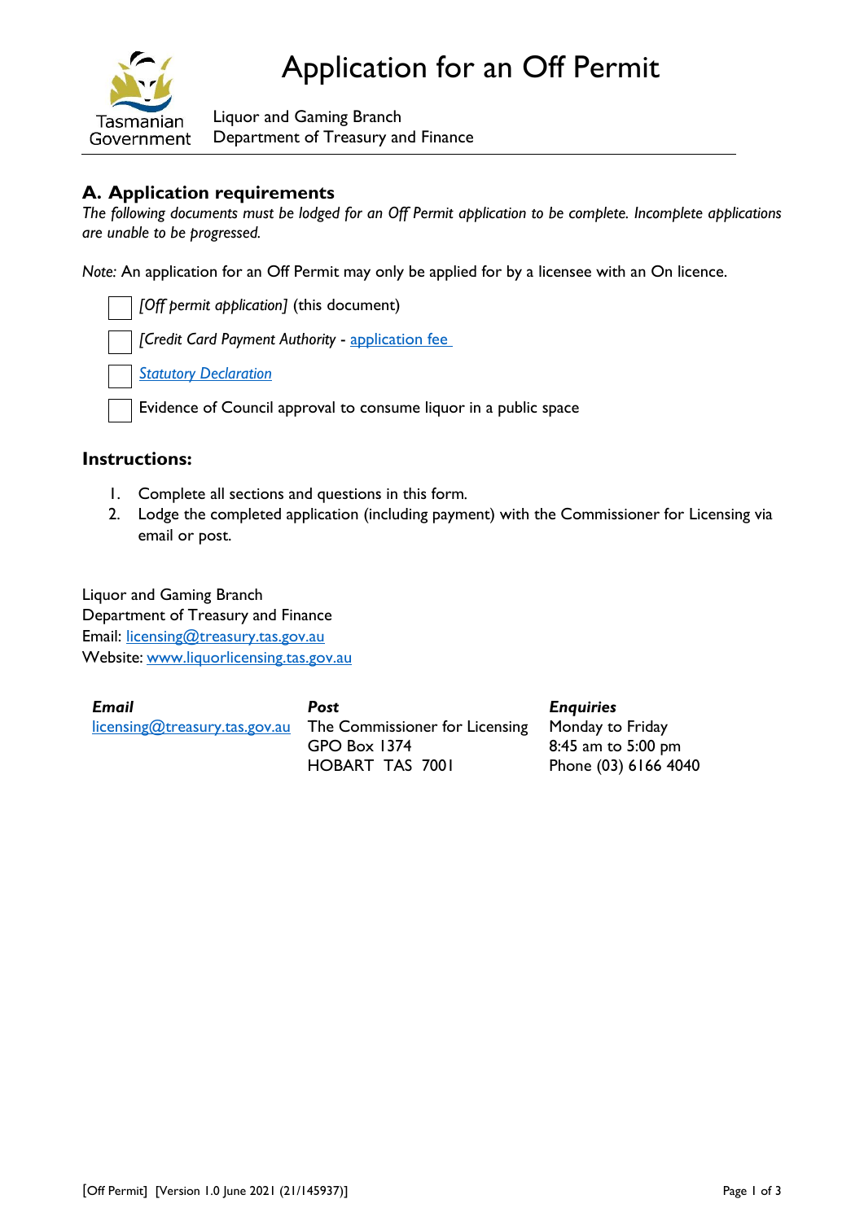# Application for an Off Permit

Tasmanian Government

Liquor and Gaming Branch
Department of Treasury and Finance

## A. Application requirements

*The following documents must be lodged for an Off Permit application to be complete. Incomplete applications are unable to be progressed.*

*Note:* An application for an Off Permit may only be applied for by a licensee with an On licence.

- ☐ *[Off permit application]* (this document)
- ☐ *[Credit Card Payment Authority* - application fee
- ☐ *Statutory Declaration*
- ☐ Evidence of Council approval to consume liquor in a public space

### Instructions:

1. Complete all sections and questions in this form.
2. Lodge the completed application (including payment) with the Commissioner for Licensing via email or post.

Liquor and Gaming Branch
Department of Treasury and Finance
Email: licensing@treasury.tas.gov.au
Website: www.liquorlicensing.tas.gov.au

| ***Email*** | ***Post*** | ***Enquiries*** |
|---|---|---|
| licensing@treasury.tas.gov.au | The Commissioner for Licensing<br>GPO Box 1374<br>HOBART TAS 7001 | Monday to Friday<br>8:45 am to 5:00 pm<br>Phone (03) 6166 4040 |

[Off Permit] [Version 1.0 June 2021 (21/145937)]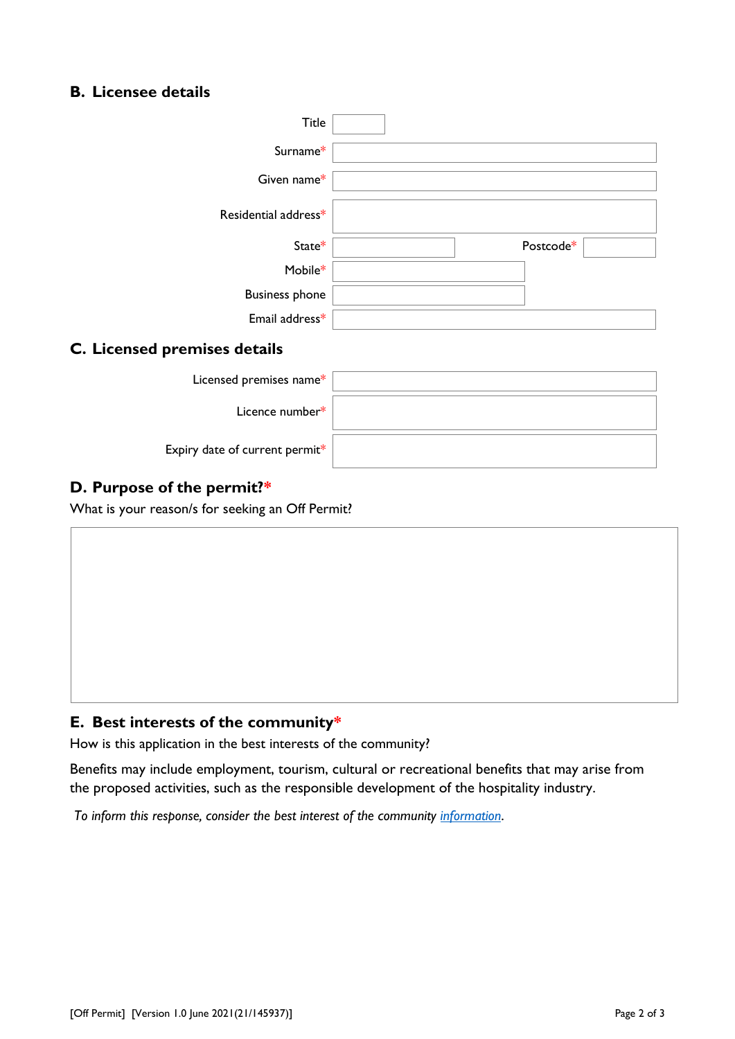## B. Licensee details

| Field | |
|---|---|
| Title | |
| Surname* | |
| Given name* | |
| Residential address* | |
| State* | Postcode* |
| Mobile* | |
| Business phone | |
| Email address* | |

## C. Licensed premises details

| Field | |
|---|---|
| Licensed premises name* | |
| Licence number* | |
| Expiry date of current permit* | |

## D. Purpose of the permit?*

What is your reason/s for seeking an Off Permit?

## E. Best interests of the community*

How is this application in the best interests of the community?

Benefits may include employment, tourism, cultural or recreational benefits that may arise from the proposed activities, such as the responsible development of the hospitality industry.

*To inform this response, consider the best interest of the community information.*

[Off Permit] [Version 1.0 June 2021(21/145937)]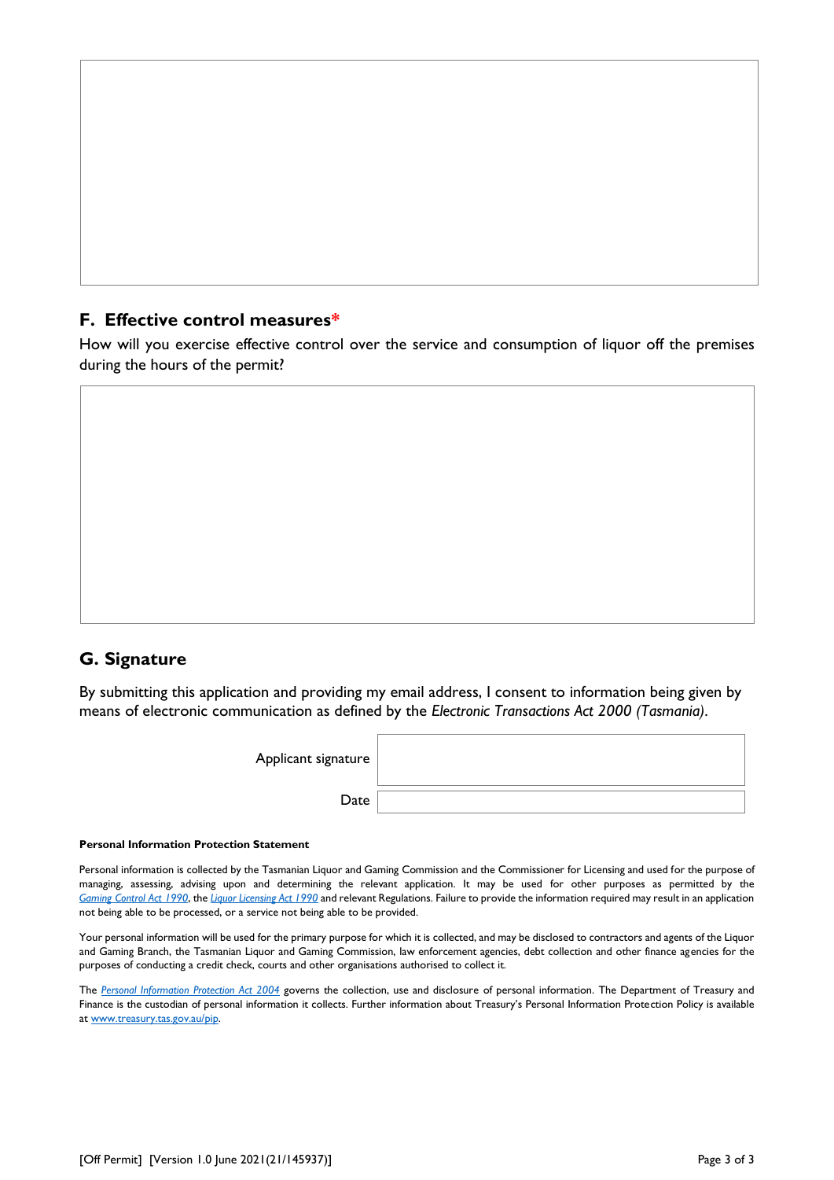## F. Effective control measures*

How will you exercise effective control over the service and consumption of liquor off the premises during the hours of the permit?

## G. Signature

By submitting this application and providing my email address, I consent to information being given by means of electronic communication as defined by the *Electronic Transactions Act 2000 (Tasmania)*.

| | |
|---|---|
| Applicant signature | |
| Date | |

**Personal Information Protection Statement**

Personal information is collected by the Tasmanian Liquor and Gaming Commission and the Commissioner for Licensing and used for the purpose of managing, assessing, advising upon and determining the relevant application. It may be used for other purposes as permitted by the *Gaming Control Act 1990*, the *Liquor Licensing Act 1990* and relevant Regulations. Failure to provide the information required may result in an application not being able to be processed, or a service not being able to be provided.

Your personal information will be used for the primary purpose for which it is collected, and may be disclosed to contractors and agents of the Liquor and Gaming Branch, the Tasmanian Liquor and Gaming Commission, law enforcement agencies, debt collection and other finance agencies for the purposes of conducting a credit check, courts and other organisations authorised to collect it.

The *Personal Information Protection Act 2004* governs the collection, use and disclosure of personal information. The Department of Treasury and Finance is the custodian of personal information it collects. Further information about Treasury's Personal Information Protection Policy is available at www.treasury.tas.gov.au/pip.

[Off Permit] [Version 1.0 June 2021(21/145937)]